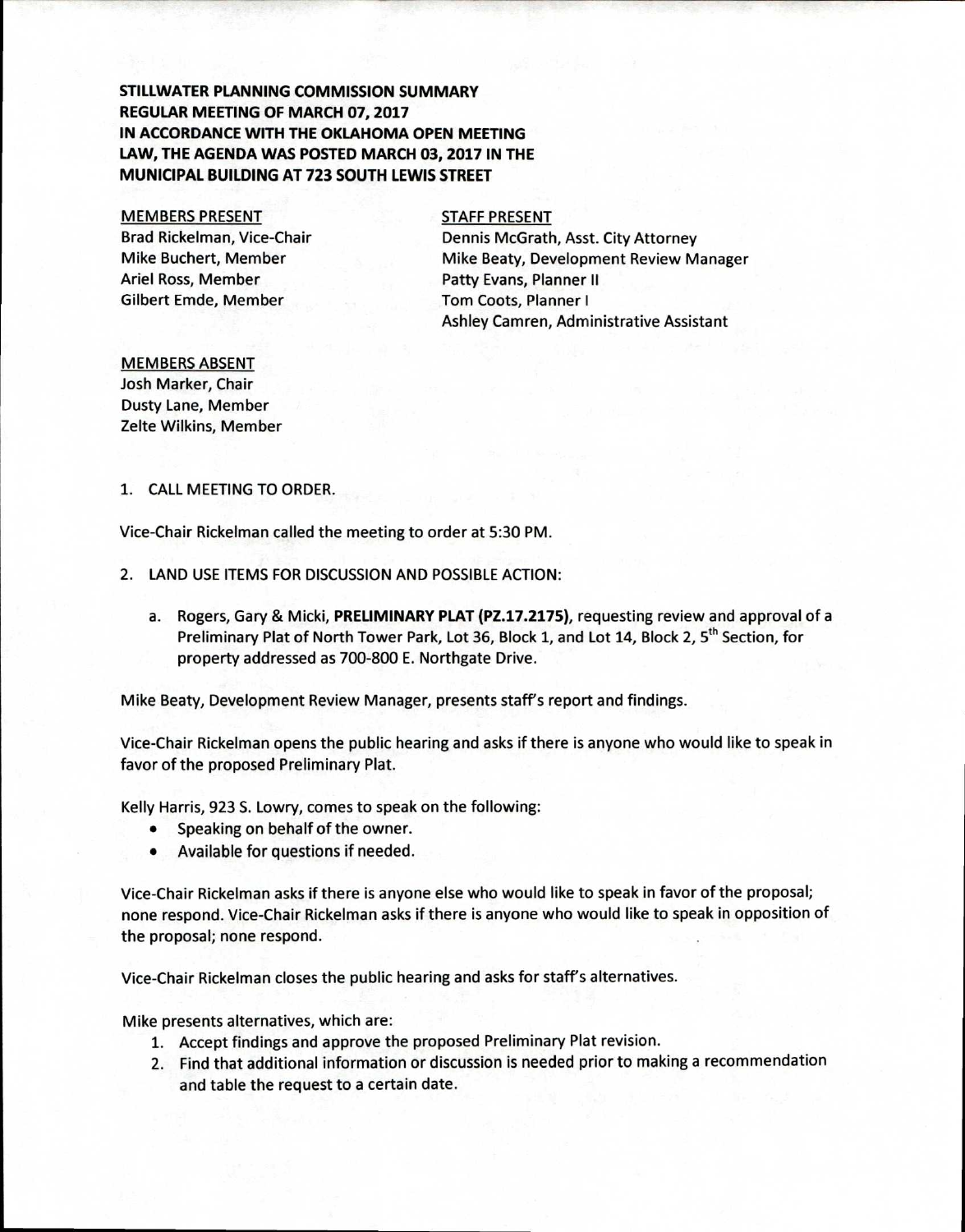**STILLWATER PLANNING COMMISSION SUMMARY**
**REGULAR MEETING OF MARCH 07, 2017**
**IN ACCORDANCE WITH THE OKLAHOMA OPEN MEETING LAW, THE AGENDA WAS POSTED MARCH 03, 2017 IN THE MUNICIPAL BUILDING AT 723 SOUTH LEWIS STREET**

MEMBERS PRESENT
Brad Rickelman, Vice-Chair
Mike Buchert, Member
Ariel Ross, Member
Gilbert Emde, Member

STAFF PRESENT
Dennis McGrath, Asst. City Attorney
Mike Beaty, Development Review Manager
Patty Evans, Planner II
Tom Coots, Planner I
Ashley Camren, Administrative Assistant

MEMBERS ABSENT
Josh Marker, Chair
Dusty Lane, Member
Zelte Wilkins, Member

1. CALL MEETING TO ORDER.

Vice-Chair Rickelman called the meeting to order at 5:30 PM.

2. LAND USE ITEMS FOR DISCUSSION AND POSSIBLE ACTION:

   a. Rogers, Gary & Micki, **PRELIMINARY PLAT (PZ.17.2175)**, requesting review and approval of a Preliminary Plat of North Tower Park, Lot 36, Block 1, and Lot 14, Block 2, 5th Section, for property addressed as 700-800 E. Northgate Drive.

Mike Beaty, Development Review Manager, presents staff's report and findings.

Vice-Chair Rickelman opens the public hearing and asks if there is anyone who would like to speak in favor of the proposed Preliminary Plat.

Kelly Harris, 923 S. Lowry, comes to speak on the following:

- Speaking on behalf of the owner.
- Available for questions if needed.

Vice-Chair Rickelman asks if there is anyone else who would like to speak in favor of the proposal; none respond. Vice-Chair Rickelman asks if there is anyone who would like to speak in opposition of the proposal; none respond.

Vice-Chair Rickelman closes the public hearing and asks for staff's alternatives.

Mike presents alternatives, which are:

1. Accept findings and approve the proposed Preliminary Plat revision.
2. Find that additional information or discussion is needed prior to making a recommendation and table the request to a certain date.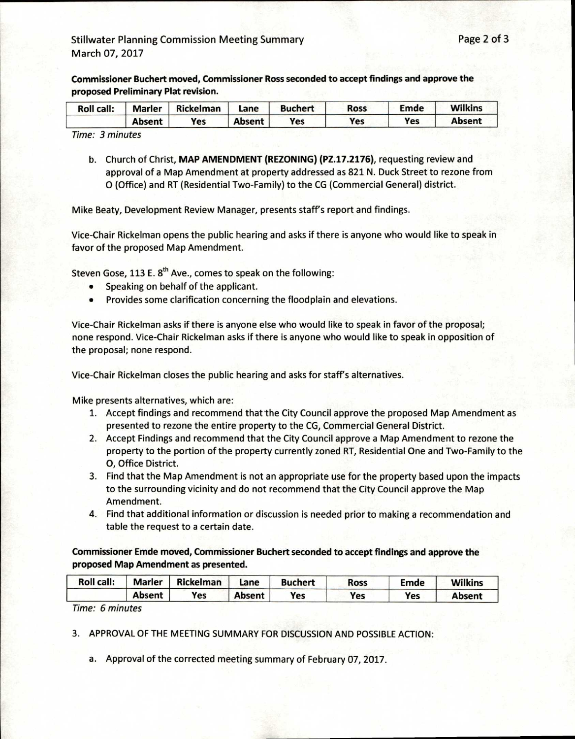**Commissioner Buchert moved, Commissioner Ross seconded to accept findings and approve the proposed Preliminary Plat revision.**

| Roll call: | Marler | Rickelman | Lane | Buchert | Ross | Emde | Wilkins |
|---|---|---|---|---|---|---|---|
| | **Absent** | **Yes** | **Absent** | **Yes** | **Yes** | **Yes** | **Absent** |

*Time: 3 minutes*

b. Church of Christ, **MAP AMENDMENT (REZONING) (PZ.17.2176)**, requesting review and approval of a Map Amendment at property addressed as 821 N. Duck Street to rezone from O (Office) and RT (Residential Two-Family) to the CG (Commercial General) district.

Mike Beaty, Development Review Manager, presents staff's report and findings.

Vice-Chair Rickelman opens the public hearing and asks if there is anyone who would like to speak in favor of the proposed Map Amendment.

Steven Gose, 113 E. 8th Ave., comes to speak on the following:

- Speaking on behalf of the applicant.
- Provides some clarification concerning the floodplain and elevations.

Vice-Chair Rickelman asks if there is anyone else who would like to speak in favor of the proposal; none respond. Vice-Chair Rickelman asks if there is anyone who would like to speak in opposition of the proposal; none respond.

Vice-Chair Rickelman closes the public hearing and asks for staff's alternatives.

Mike presents alternatives, which are:

1. Accept findings and recommend that the City Council approve the proposed Map Amendment as presented to rezone the entire property to the CG, Commercial General District.
2. Accept Findings and recommend that the City Council approve a Map Amendment to rezone the property to the portion of the property currently zoned RT, Residential One and Two-Family to the O, Office District.
3. Find that the Map Amendment is not an appropriate use for the property based upon the impacts to the surrounding vicinity and do not recommend that the City Council approve the Map Amendment.
4. Find that additional information or discussion is needed prior to making a recommendation and table the request to a certain date.

**Commissioner Emde moved, Commissioner Buchert seconded to accept findings and approve the proposed Map Amendment as presented.**

| Roll call: | Marler | Rickelman | Lane | Buchert | Ross | Emde | Wilkins |
|---|---|---|---|---|---|---|---|
| | **Absent** | **Yes** | **Absent** | **Yes** | **Yes** | **Yes** | **Absent** |

*Time: 6 minutes*

3. APPROVAL OF THE MEETING SUMMARY FOR DISCUSSION AND POSSIBLE ACTION:

   a. Approval of the corrected meeting summary of February 07, 2017.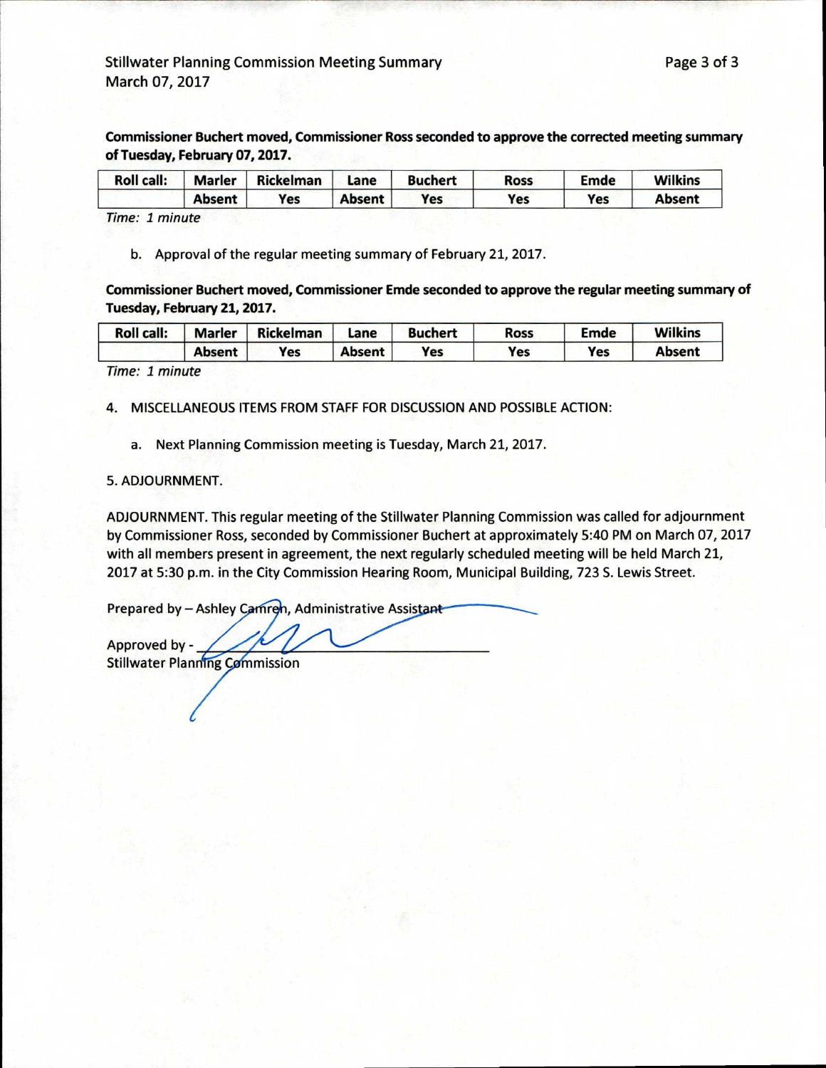**Commissioner Buchert moved, Commissioner Ross seconded to approve the corrected meeting summary of Tuesday, February 07, 2017.**

| Roll call: | Marler | Rickelman | Lane | Buchert | Ross | Emde | Wilkins |
|---|---|---|---|---|---|---|---|
| | Absent | Yes | Absent | Yes | Yes | Yes | Absent |

*Time: 1 minute*

b. Approval of the regular meeting summary of February 21, 2017.

**Commissioner Buchert moved, Commissioner Emde seconded to approve the regular meeting summary of Tuesday, February 21, 2017.**

| Roll call: | Marler | Rickelman | Lane | Buchert | Ross | Emde | Wilkins |
|---|---|---|---|---|---|---|---|
| | Absent | Yes | Absent | Yes | Yes | Yes | Absent |

*Time: 1 minute*

4. MISCELLANEOUS ITEMS FROM STAFF FOR DISCUSSION AND POSSIBLE ACTION:

   a. Next Planning Commission meeting is Tuesday, March 21, 2017.

5. ADJOURNMENT.

ADJOURNMENT. This regular meeting of the Stillwater Planning Commission was called for adjournment by Commissioner Ross, seconded by Commissioner Buchert at approximately 5:40 PM on March 07, 2017 with all members present in agreement, the next regularly scheduled meeting will be held March 21, 2017 at 5:30 p.m. in the City Commission Hearing Room, Municipal Building, 723 S. Lewis Street.

Prepared by – Ashley Camren, Administrative Assistant

Approved by - ______________________________
Stillwater Planning Commission